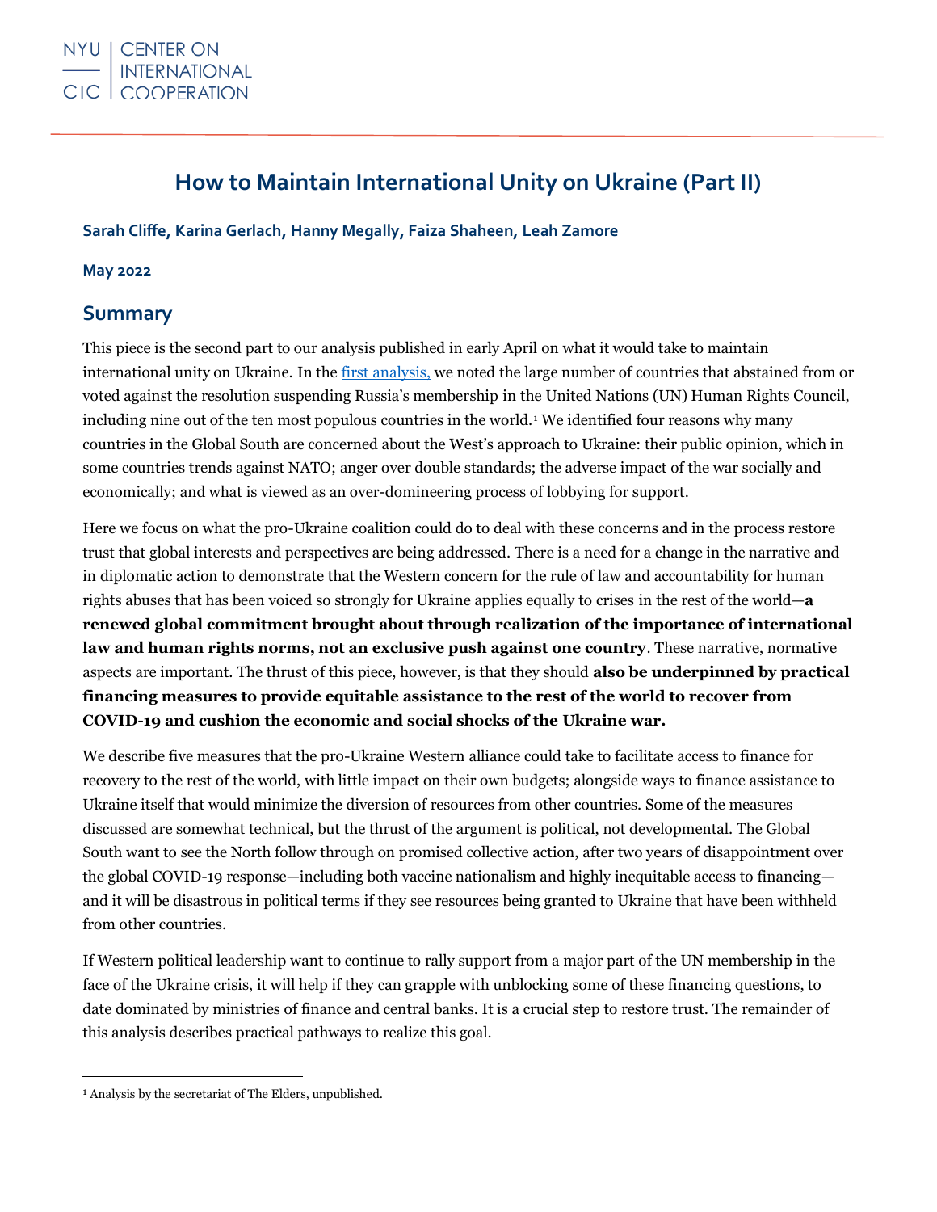# How to Maintain International Unity on Ukraine (Part II)

**Sarah Cliffe, Karina Gerlach, Hanny Megally, Faiza Shaheen, Leah Zamore**

**May 2022**

## Summary

This piece is the second part to our analysis published in early April on what it would take to maintain international unity on Ukraine. In the first analysis, we noted the large number of countries that abstained from or voted against the resolution suspending Russia's membership in the United Nations (UN) Human Rights Council, including nine out of the ten most populous countries in the world.[1] We identified four reasons why many countries in the Global South are concerned about the West's approach to Ukraine: their public opinion, which in some countries trends against NATO; anger over double standards; the adverse impact of the war socially and economically; and what is viewed as an over-domineering process of lobbying for support.

Here we focus on what the pro-Ukraine coalition could do to deal with these concerns and in the process restore trust that global interests and perspectives are being addressed. There is a need for a change in the narrative and in diplomatic action to demonstrate that the Western concern for the rule of law and accountability for human rights abuses that has been voiced so strongly for Ukraine applies equally to crises in the rest of the world—**a renewed global commitment brought about through realization of the importance of international law and human rights norms, not an exclusive push against one country**. These narrative, normative aspects are important. The thrust of this piece, however, is that they should **also be underpinned by practical financing measures to provide equitable assistance to the rest of the world to recover from COVID-19 and cushion the economic and social shocks of the Ukraine war.**

We describe five measures that the pro-Ukraine Western alliance could take to facilitate access to finance for recovery to the rest of the world, with little impact on their own budgets; alongside ways to finance assistance to Ukraine itself that would minimize the diversion of resources from other countries. Some of the measures discussed are somewhat technical, but the thrust of the argument is political, not developmental. The Global South want to see the North follow through on promised collective action, after two years of disappointment over the global COVID-19 response—including both vaccine nationalism and highly inequitable access to financing—and it will be disastrous in political terms if they see resources being granted to Ukraine that have been withheld from other countries.

If Western political leadership want to continue to rally support from a major part of the UN membership in the face of the Ukraine crisis, it will help if they can grapple with unblocking some of these financing questions, to date dominated by ministries of finance and central banks. It is a crucial step to restore trust. The remainder of this analysis describes practical pathways to realize this goal.

---

[1] Analysis by the secretariat of The Elders, unpublished.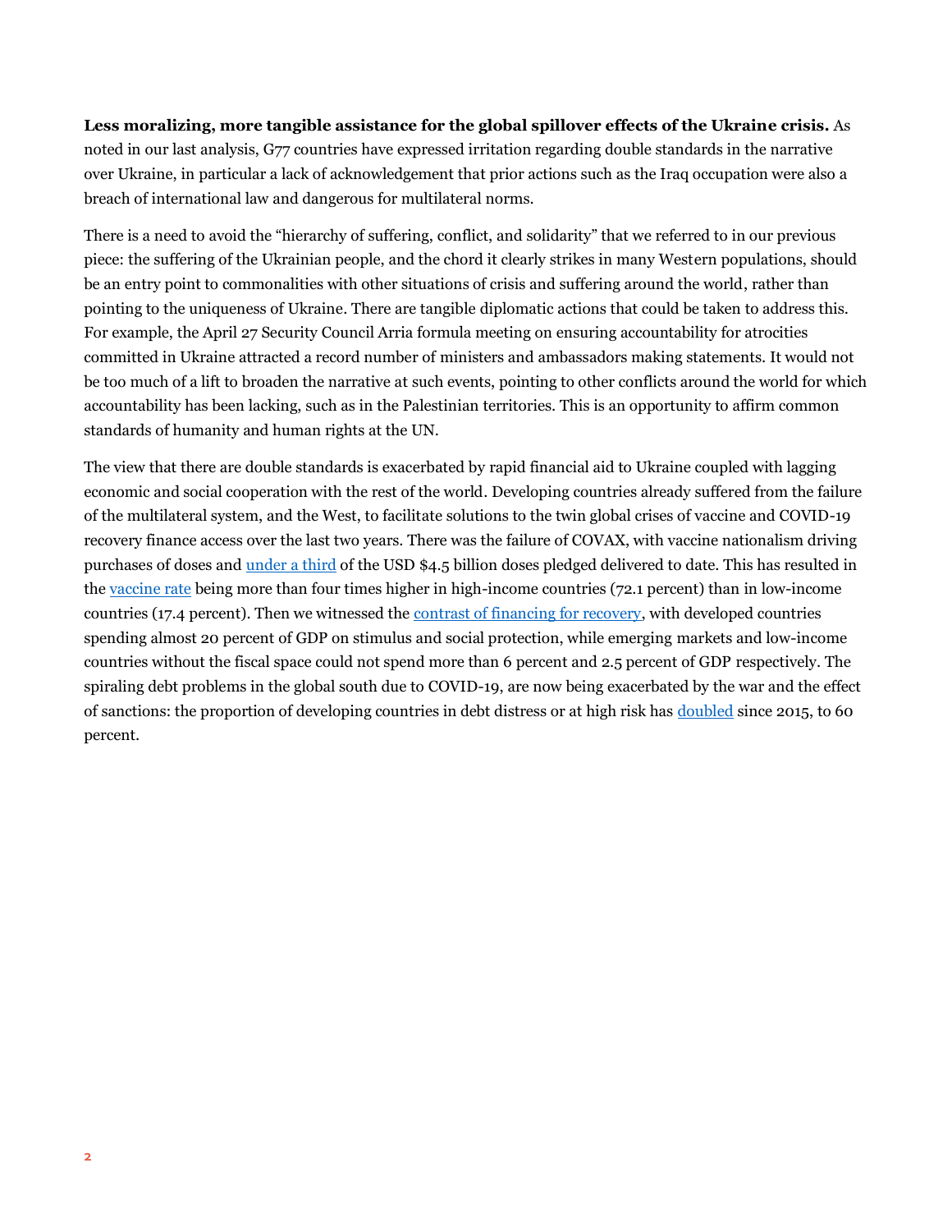**Less moralizing, more tangible assistance for the global spillover effects of the Ukraine crisis.** As noted in our last analysis, G77 countries have expressed irritation regarding double standards in the narrative over Ukraine, in particular a lack of acknowledgement that prior actions such as the Iraq occupation were also a breach of international law and dangerous for multilateral norms.

There is a need to avoid the "hierarchy of suffering, conflict, and solidarity" that we referred to in our previous piece: the suffering of the Ukrainian people, and the chord it clearly strikes in many Western populations, should be an entry point to commonalities with other situations of crisis and suffering around the world, rather than pointing to the uniqueness of Ukraine. There are tangible diplomatic actions that could be taken to address this. For example, the April 27 Security Council Arria formula meeting on ensuring accountability for atrocities committed in Ukraine attracted a record number of ministers and ambassadors making statements. It would not be too much of a lift to broaden the narrative at such events, pointing to other conflicts around the world for which accountability has been lacking, such as in the Palestinian territories. This is an opportunity to affirm common standards of humanity and human rights at the UN.

The view that there are double standards is exacerbated by rapid financial aid to Ukraine coupled with lagging economic and social cooperation with the rest of the world. Developing countries already suffered from the failure of the multilateral system, and the West, to facilitate solutions to the twin global crises of vaccine and COVID-19 recovery finance access over the last two years. There was the failure of COVAX, with vaccine nationalism driving purchases of doses and under a third of the USD $4.5 billion doses pledged delivered to date. This has resulted in the vaccine rate being more than four times higher in high-income countries (72.1 percent) than in low-income countries (17.4 percent). Then we witnessed the contrast of financing for recovery, with developed countries spending almost 20 percent of GDP on stimulus and social protection, while emerging markets and low-income countries without the fiscal space could not spend more than 6 percent and 2.5 percent of GDP respectively. The spiraling debt problems in the global south due to COVID-19, are now being exacerbated by the war and the effect of sanctions: the proportion of developing countries in debt distress or at high risk has doubled since 2015, to 60 percent.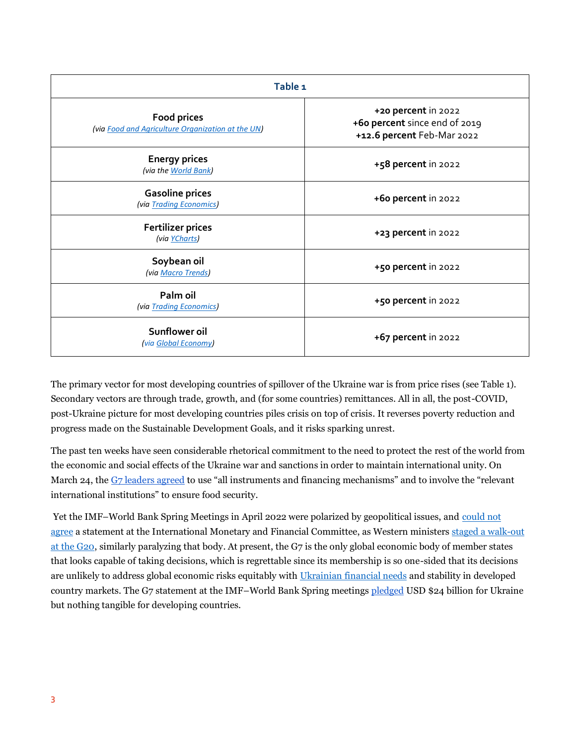| Table 1 | |
|---|---|
| **Food prices**<br>*(via Food and Agriculture Organization at the UN)* | **+20 percent** in 2022<br>**+60 percent** since end of 2019<br>**+12.6 percent** Feb-Mar 2022 |
| **Energy prices**<br>*(via the World Bank)* | **+58 percent** in 2022 |
| **Gasoline prices**<br>*(via Trading Economics)* | **+60 percent** in 2022 |
| **Fertilizer prices**<br>*(via YCharts)* | **+23 percent** in 2022 |
| **Soybean oil**<br>*(via Macro Trends)* | **+50 percent** in 2022 |
| **Palm oil**<br>*(via Trading Economics)* | **+50 percent** in 2022 |
| **Sunflower oil**<br>*(via Global Economy)* | **+67 percent** in 2022 |

The primary vector for most developing countries of spillover of the Ukraine war is from price rises (see Table 1). Secondary vectors are through trade, growth, and (for some countries) remittances. All in all, the post-COVID, post-Ukraine picture for most developing countries piles crisis on top of crisis. It reverses poverty reduction and progress made on the Sustainable Development Goals, and it risks sparking unrest.

The past ten weeks have seen considerable rhetorical commitment to the need to protect the rest of the world from the economic and social effects of the Ukraine war and sanctions in order to maintain international unity. On March 24, the G7 leaders agreed to use "all instruments and financing mechanisms" and to involve the "relevant international institutions" to ensure food security.

Yet the IMF–World Bank Spring Meetings in April 2022 were polarized by geopolitical issues, and could not agree a statement at the International Monetary and Financial Committee, as Western ministers staged a walk-out at the G20, similarly paralyzing that body. At present, the G7 is the only global economic body of member states that looks capable of taking decisions, which is regrettable since its membership is so one-sided that its decisions are unlikely to address global economic risks equitably with Ukrainian financial needs and stability in developed country markets. The G7 statement at the IMF–World Bank Spring meetings pledged USD $24 billion for Ukraine but nothing tangible for developing countries.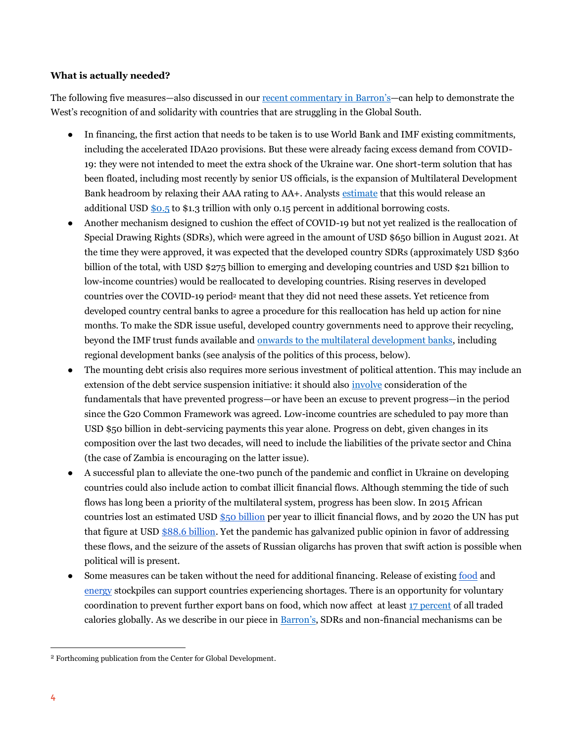**What is actually needed?**

The following five measures—also discussed in our recent commentary in Barron's—can help to demonstrate the West's recognition of and solidarity with countries that are struggling in the Global South.

- In financing, the first action that needs to be taken is to use World Bank and IMF existing commitments, including the accelerated IDA20 provisions. But these were already facing excess demand from COVID-19: they were not intended to meet the extra shock of the Ukraine war. One short-term solution that has been floated, including most recently by senior US officials, is the expansion of Multilateral Development Bank headroom by relaxing their AAA rating to AA+. Analysts estimate that this would release an additional USD $0.5 to $1.3 trillion with only 0.15 percent in additional borrowing costs.
- Another mechanism designed to cushion the effect of COVID-19 but not yet realized is the reallocation of Special Drawing Rights (SDRs), which were agreed in the amount of USD $650 billion in August 2021. At the time they were approved, it was expected that the developed country SDRs (approximately USD $360 billion of the total, with USD $275 billion to emerging and developing countries and USD $21 billion to low-income countries) would be reallocated to developing countries. Rising reserves in developed countries over the COVID-19 period[2] meant that they did not need these assets. Yet reticence from developed country central banks to agree a procedure for this reallocation has held up action for nine months. To make the SDR issue useful, developed country governments need to approve their recycling, beyond the IMF trust funds available and onwards to the multilateral development banks, including regional development banks (see analysis of the politics of this process, below).
- The mounting debt crisis also requires more serious investment of political attention. This may include an extension of the debt service suspension initiative: it should also involve consideration of the fundamentals that have prevented progress—or have been an excuse to prevent progress—in the period since the G20 Common Framework was agreed. Low-income countries are scheduled to pay more than USD $50 billion in debt-servicing payments this year alone. Progress on debt, given changes in its composition over the last two decades, will need to include the liabilities of the private sector and China (the case of Zambia is encouraging on the latter issue).
- A successful plan to alleviate the one-two punch of the pandemic and conflict in Ukraine on developing countries could also include action to combat illicit financial flows. Although stemming the tide of such flows has long been a priority of the multilateral system, progress has been slow. In 2015 African countries lost an estimated USD $50 billion per year to illicit financial flows, and by 2020 the UN has put that figure at USD $88.6 billion. Yet the pandemic has galvanized public opinion in favor of addressing these flows, and the seizure of the assets of Russian oligarchs has proven that swift action is possible when political will is present.
- Some measures can be taken without the need for additional financing. Release of existing food and energy stockpiles can support countries experiencing shortages. There is an opportunity for voluntary coordination to prevent further export bans on food, which now affect at least 17 percent of all traded calories globally. As we describe in our piece in Barron's, SDRs and non-financial mechanisms can be

[2] Forthcoming publication from the Center for Global Development.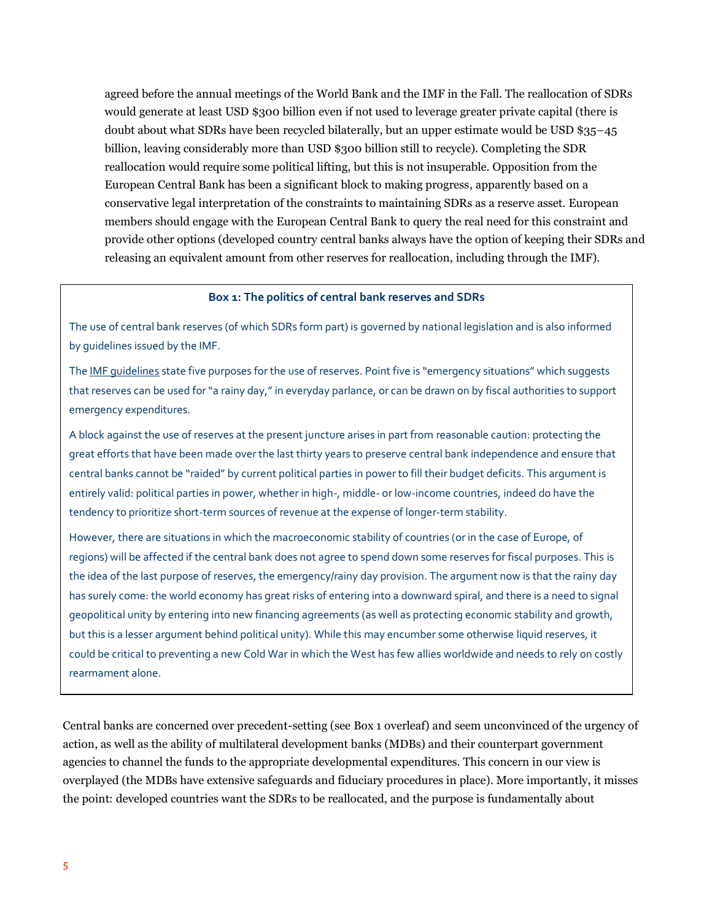agreed before the annual meetings of the World Bank and the IMF in the Fall. The reallocation of SDRs would generate at least USD $300 billion even if not used to leverage greater private capital (there is doubt about what SDRs have been recycled bilaterally, but an upper estimate would be USD $35–45 billion, leaving considerably more than USD $300 billion still to recycle). Completing the SDR reallocation would require some political lifting, but this is not insuperable. Opposition from the European Central Bank has been a significant block to making progress, apparently based on a conservative legal interpretation of the constraints to maintaining SDRs as a reserve asset. European members should engage with the European Central Bank to query the real need for this constraint and provide other options (developed country central banks always have the option of keeping their SDRs and releasing an equivalent amount from other reserves for reallocation, including through the IMF).

> **Box 1: The politics of central bank reserves and SDRs**
>
> The use of central bank reserves (of which SDRs form part) is governed by national legislation and is also informed by guidelines issued by the IMF.
>
> The IMF guidelines state five purposes for the use of reserves. Point five is "emergency situations" which suggests that reserves can be used for "a rainy day," in everyday parlance, or can be drawn on by fiscal authorities to support emergency expenditures.
>
> A block against the use of reserves at the present juncture arises in part from reasonable caution: protecting the great efforts that have been made over the last thirty years to preserve central bank independence and ensure that central banks cannot be "raided" by current political parties in power to fill their budget deficits. This argument is entirely valid: political parties in power, whether in high-, middle- or low-income countries, indeed do have the tendency to prioritize short-term sources of revenue at the expense of longer-term stability.
>
> However, there are situations in which the macroeconomic stability of countries (or in the case of Europe, of regions) will be affected if the central bank does not agree to spend down some reserves for fiscal purposes. This is the idea of the last purpose of reserves, the emergency/rainy day provision. The argument now is that the rainy day has surely come: the world economy has great risks of entering into a downward spiral, and there is a need to signal geopolitical unity by entering into new financing agreements (as well as protecting economic stability and growth, but this is a lesser argument behind political unity). While this may encumber some otherwise liquid reserves, it could be critical to preventing a new Cold War in which the West has few allies worldwide and needs to rely on costly rearmament alone.

Central banks are concerned over precedent-setting (see Box 1 overleaf) and seem unconvinced of the urgency of action, as well as the ability of multilateral development banks (MDBs) and their counterpart government agencies to channel the funds to the appropriate developmental expenditures. This concern in our view is overplayed (the MDBs have extensive safeguards and fiduciary procedures in place). More importantly, it misses the point: developed countries want the SDRs to be reallocated, and the purpose is fundamentally about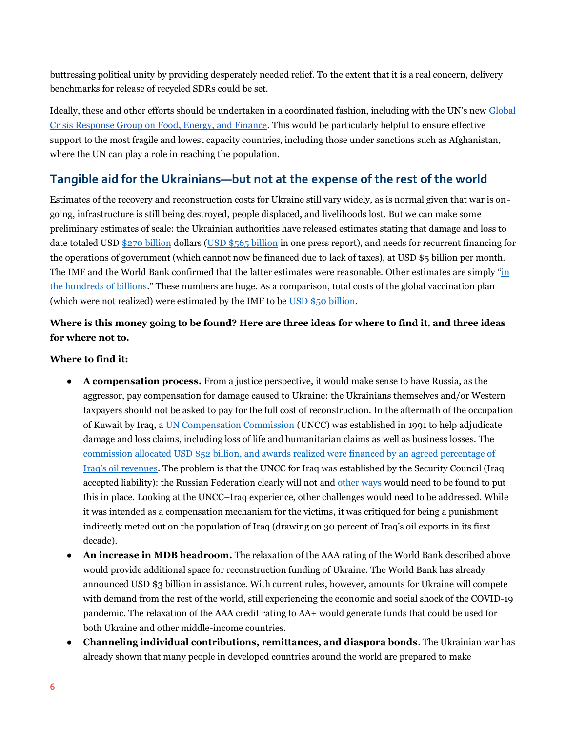buttressing political unity by providing desperately needed relief. To the extent that it is a real concern, delivery benchmarks for release of recycled SDRs could be set.

Ideally, these and other efforts should be undertaken in a coordinated fashion, including with the UN's new Global Crisis Response Group on Food, Energy, and Finance. This would be particularly helpful to ensure effective support to the most fragile and lowest capacity countries, including those under sanctions such as Afghanistan, where the UN can play a role in reaching the population.

## Tangible aid for the Ukrainians—but not at the expense of the rest of the world

Estimates of the recovery and reconstruction costs for Ukraine still vary widely, as is normal given that war is on-going, infrastructure is still being destroyed, people displaced, and livelihoods lost. But we can make some preliminary estimates of scale: the Ukrainian authorities have released estimates stating that damage and loss to date totaled USD $270 billion dollars (USD $565 billion in one press report), and needs for recurrent financing for the operations of government (which cannot now be financed due to lack of taxes), at USD $5 billion per month. The IMF and the World Bank confirmed that the latter estimates were reasonable. Other estimates are simply "in the hundreds of billions." These numbers are huge. As a comparison, total costs of the global vaccination plan (which were not realized) were estimated by the IMF to be USD $50 billion.

**Where is this money going to be found? Here are three ideas for where to find it, and three ideas for where not to.**

**Where to find it:**

- **A compensation process.** From a justice perspective, it would make sense to have Russia, as the aggressor, pay compensation for damage caused to Ukraine: the Ukrainians themselves and/or Western taxpayers should not be asked to pay for the full cost of reconstruction. In the aftermath of the occupation of Kuwait by Iraq, a UN Compensation Commission (UNCC) was established in 1991 to help adjudicate damage and loss claims, including loss of life and humanitarian claims as well as business losses. The commission allocated USD $52 billion, and awards realized were financed by an agreed percentage of Iraq's oil revenues. The problem is that the UNCC for Iraq was established by the Security Council (Iraq accepted liability): the Russian Federation clearly will not and other ways would need to be found to put this in place. Looking at the UNCC–Iraq experience, other challenges would need to be addressed. While it was intended as a compensation mechanism for the victims, it was critiqued for being a punishment indirectly meted out on the population of Iraq (drawing on 30 percent of Iraq's oil exports in its first decade).
- **An increase in MDB headroom.** The relaxation of the AAA rating of the World Bank described above would provide additional space for reconstruction funding of Ukraine. The World Bank has already announced USD $3 billion in assistance. With current rules, however, amounts for Ukraine will compete with demand from the rest of the world, still experiencing the economic and social shock of the COVID-19 pandemic. The relaxation of the AAA credit rating to AA+ would generate funds that could be used for both Ukraine and other middle-income countries.
- **Channeling individual contributions, remittances, and diaspora bonds**. The Ukrainian war has already shown that many people in developed countries around the world are prepared to make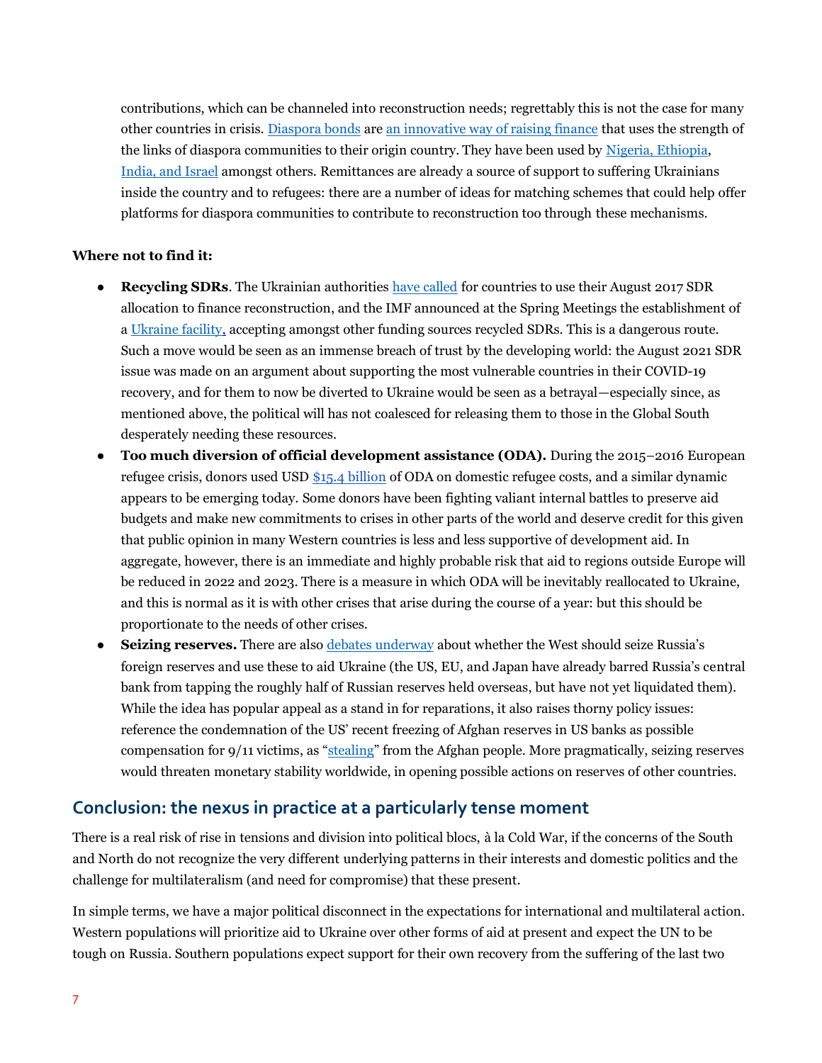contributions, which can be channeled into reconstruction needs; regrettably this is not the case for many other countries in crisis. Diaspora bonds are an innovative way of raising finance that uses the strength of the links of diaspora communities to their origin country. They have been used by Nigeria, Ethiopia, India, and Israel amongst others. Remittances are already a source of support to suffering Ukrainians inside the country and to refugees: there are a number of ideas for matching schemes that could help offer platforms for diaspora communities to contribute to reconstruction too through these mechanisms.

**Where not to find it:**

- **Recycling SDRs**. The Ukrainian authorities have called for countries to use their August 2017 SDR allocation to finance reconstruction, and the IMF announced at the Spring Meetings the establishment of a Ukraine facility, accepting amongst other funding sources recycled SDRs. This is a dangerous route. Such a move would be seen as an immense breach of trust by the developing world: the August 2021 SDR issue was made on an argument about supporting the most vulnerable countries in their COVID-19 recovery, and for them to now be diverted to Ukraine would be seen as a betrayal—especially since, as mentioned above, the political will has not coalesced for releasing them to those in the Global South desperately needing these resources.
- **Too much diversion of official development assistance (ODA).** During the 2015–2016 European refugee crisis, donors used USD $15.4 billion of ODA on domestic refugee costs, and a similar dynamic appears to be emerging today. Some donors have been fighting valiant internal battles to preserve aid budgets and make new commitments to crises in other parts of the world and deserve credit for this given that public opinion in many Western countries is less and less supportive of development aid. In aggregate, however, there is an immediate and highly probable risk that aid to regions outside Europe will be reduced in 2022 and 2023. There is a measure in which ODA will be inevitably reallocated to Ukraine, and this is normal as it is with other crises that arise during the course of a year: but this should be proportionate to the needs of other crises.
- **Seizing reserves.** There are also debates underway about whether the West should seize Russia's foreign reserves and use these to aid Ukraine (the US, EU, and Japan have already barred Russia's central bank from tapping the roughly half of Russian reserves held overseas, but have not yet liquidated them). While the idea has popular appeal as a stand in for reparations, it also raises thorny policy issues: reference the condemnation of the US' recent freezing of Afghan reserves in US banks as possible compensation for 9/11 victims, as "stealing" from the Afghan people. More pragmatically, seizing reserves would threaten monetary stability worldwide, in opening possible actions on reserves of other countries.

## Conclusion: the nexus in practice at a particularly tense moment

There is a real risk of rise in tensions and division into political blocs, à la Cold War, if the concerns of the South and North do not recognize the very different underlying patterns in their interests and domestic politics and the challenge for multilateralism (and need for compromise) that these present.

In simple terms, we have a major political disconnect in the expectations for international and multilateral action. Western populations will prioritize aid to Ukraine over other forms of aid at present and expect the UN to be tough on Russia. Southern populations expect support for their own recovery from the suffering of the last two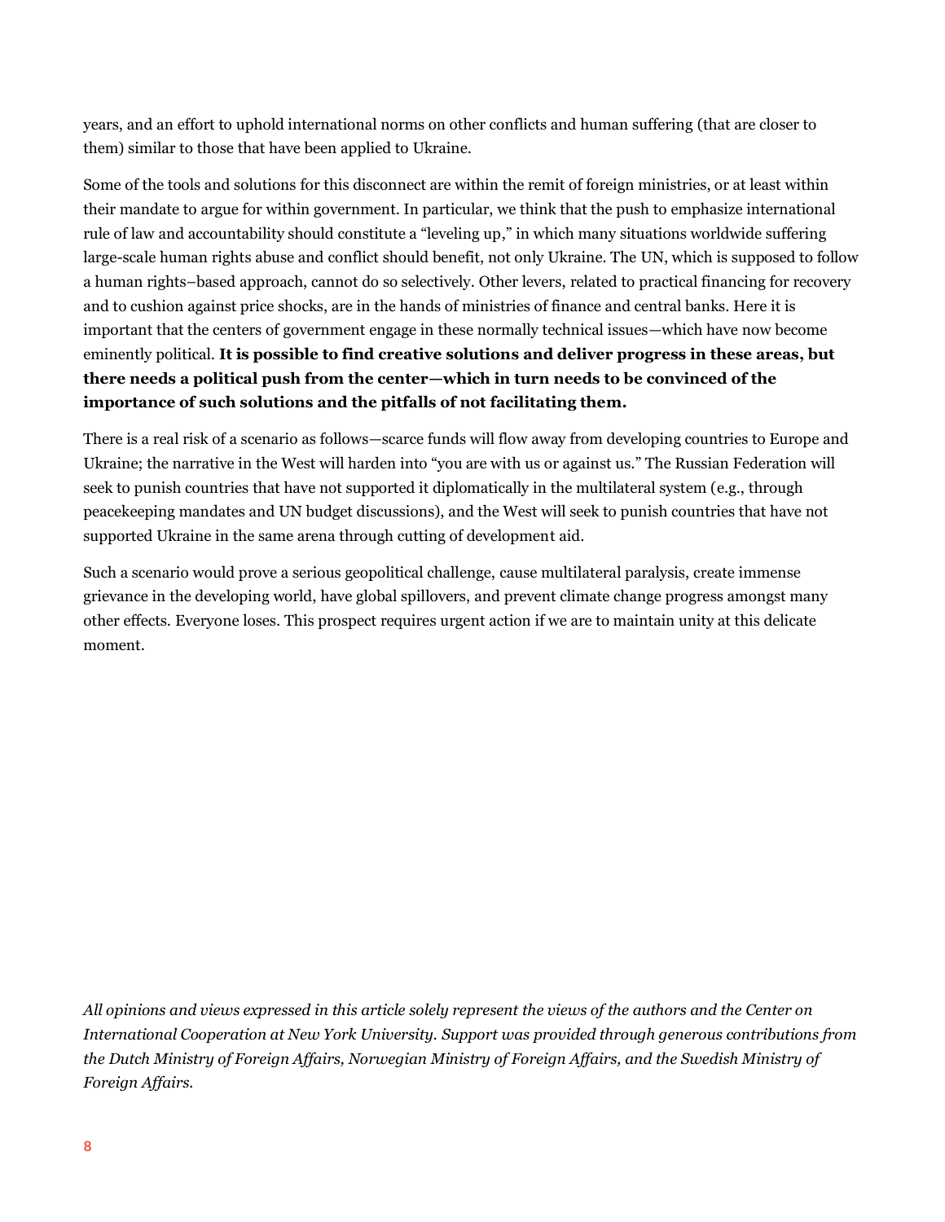years, and an effort to uphold international norms on other conflicts and human suffering (that are closer to them) similar to those that have been applied to Ukraine.

Some of the tools and solutions for this disconnect are within the remit of foreign ministries, or at least within their mandate to argue for within government. In particular, we think that the push to emphasize international rule of law and accountability should constitute a "leveling up," in which many situations worldwide suffering large-scale human rights abuse and conflict should benefit, not only Ukraine. The UN, which is supposed to follow a human rights–based approach, cannot do so selectively. Other levers, related to practical financing for recovery and to cushion against price shocks, are in the hands of ministries of finance and central banks. Here it is important that the centers of government engage in these normally technical issues—which have now become eminently political. **It is possible to find creative solutions and deliver progress in these areas, but there needs a political push from the center—which in turn needs to be convinced of the importance of such solutions and the pitfalls of not facilitating them.**

There is a real risk of a scenario as follows—scarce funds will flow away from developing countries to Europe and Ukraine; the narrative in the West will harden into "you are with us or against us." The Russian Federation will seek to punish countries that have not supported it diplomatically in the multilateral system (e.g., through peacekeeping mandates and UN budget discussions), and the West will seek to punish countries that have not supported Ukraine in the same arena through cutting of development aid.

Such a scenario would prove a serious geopolitical challenge, cause multilateral paralysis, create immense grievance in the developing world, have global spillovers, and prevent climate change progress amongst many other effects. Everyone loses. This prospect requires urgent action if we are to maintain unity at this delicate moment.

*All opinions and views expressed in this article solely represent the views of the authors and the Center on International Cooperation at New York University. Support was provided through generous contributions from the Dutch Ministry of Foreign Affairs, Norwegian Ministry of Foreign Affairs, and the Swedish Ministry of Foreign Affairs.*